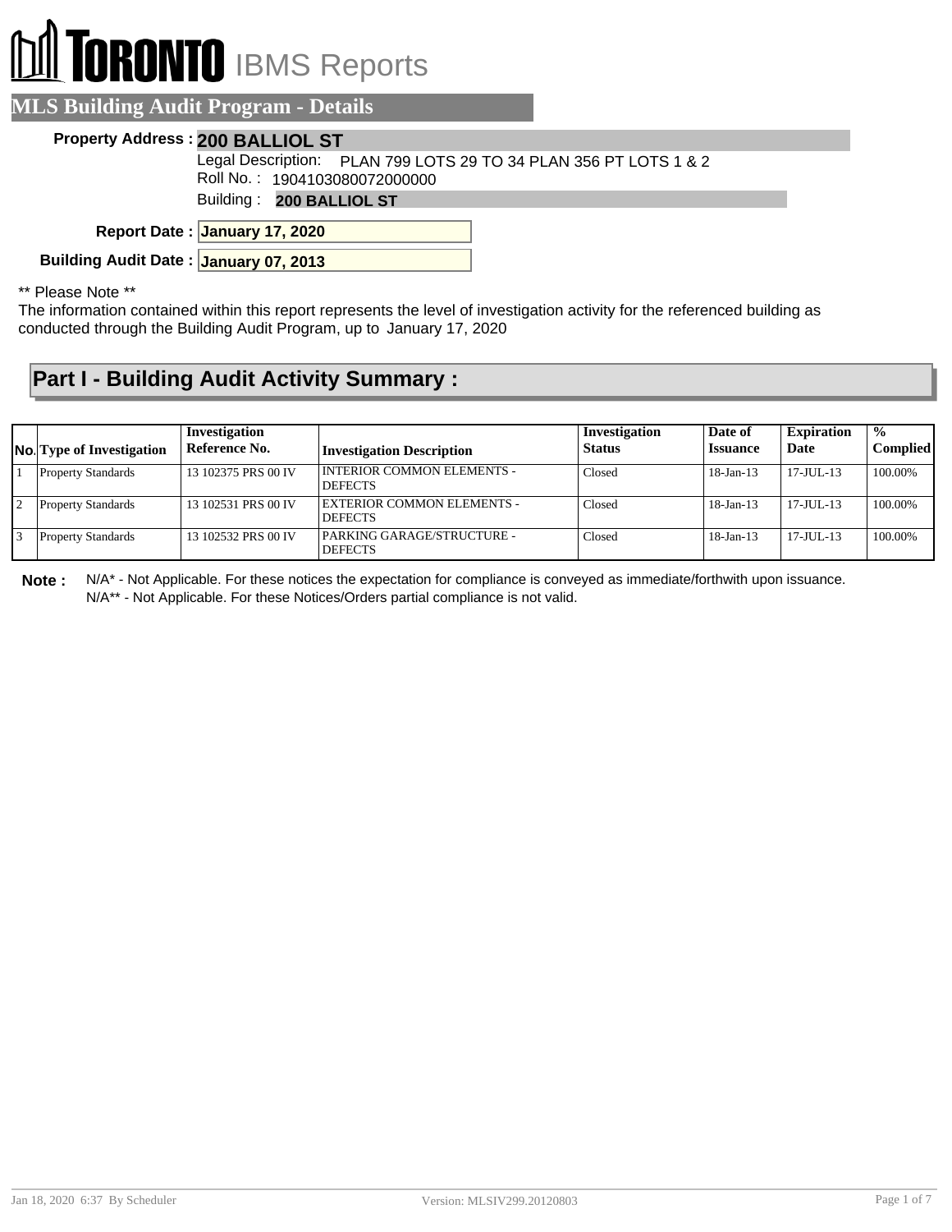# TORONTO IBMS Reports

## MLS Building Audit Program - Details

**Property Address :** **200 BALLIOL ST**

Legal Description: PLAN 799 LOTS 29 TO 34 PLAN 356 PT LOTS 1 & 2

Roll No. : 1904103080072000000

Building : **200 BALLIOL ST**

**Report Date :** **January 17, 2020**

**Building Audit Date :** **January 07, 2013**

** Please Note **

The information contained within this report represents the level of investigation activity for the referenced building as conducted through the Building Audit Program, up to January 17, 2020

## Part I - Building Audit Activity Summary :

| No. | Type of Investigation | Investigation Reference No. | Investigation Description | Investigation Status | Date of Issuance | Expiration Date | % Complied |
|---|---|---|---|---|---|---|---|
| 1 | Property Standards | 13 102375 PRS 00 IV | INTERIOR COMMON ELEMENTS - DEFECTS | Closed | 18-Jan-13 | 17-JUL-13 | 100.00% |
| 2 | Property Standards | 13 102531 PRS 00 IV | EXTERIOR COMMON ELEMENTS - DEFECTS | Closed | 18-Jan-13 | 17-JUL-13 | 100.00% |
| 3 | Property Standards | 13 102532 PRS 00 IV | PARKING GARAGE/STRUCTURE - DEFECTS | Closed | 18-Jan-13 | 17-JUL-13 | 100.00% |

**Note :** N/A* - Not Applicable. For these notices the expectation for compliance is conveyed as immediate/forthwith upon issuance.
N/A** - Not Applicable. For these Notices/Orders partial compliance is not valid.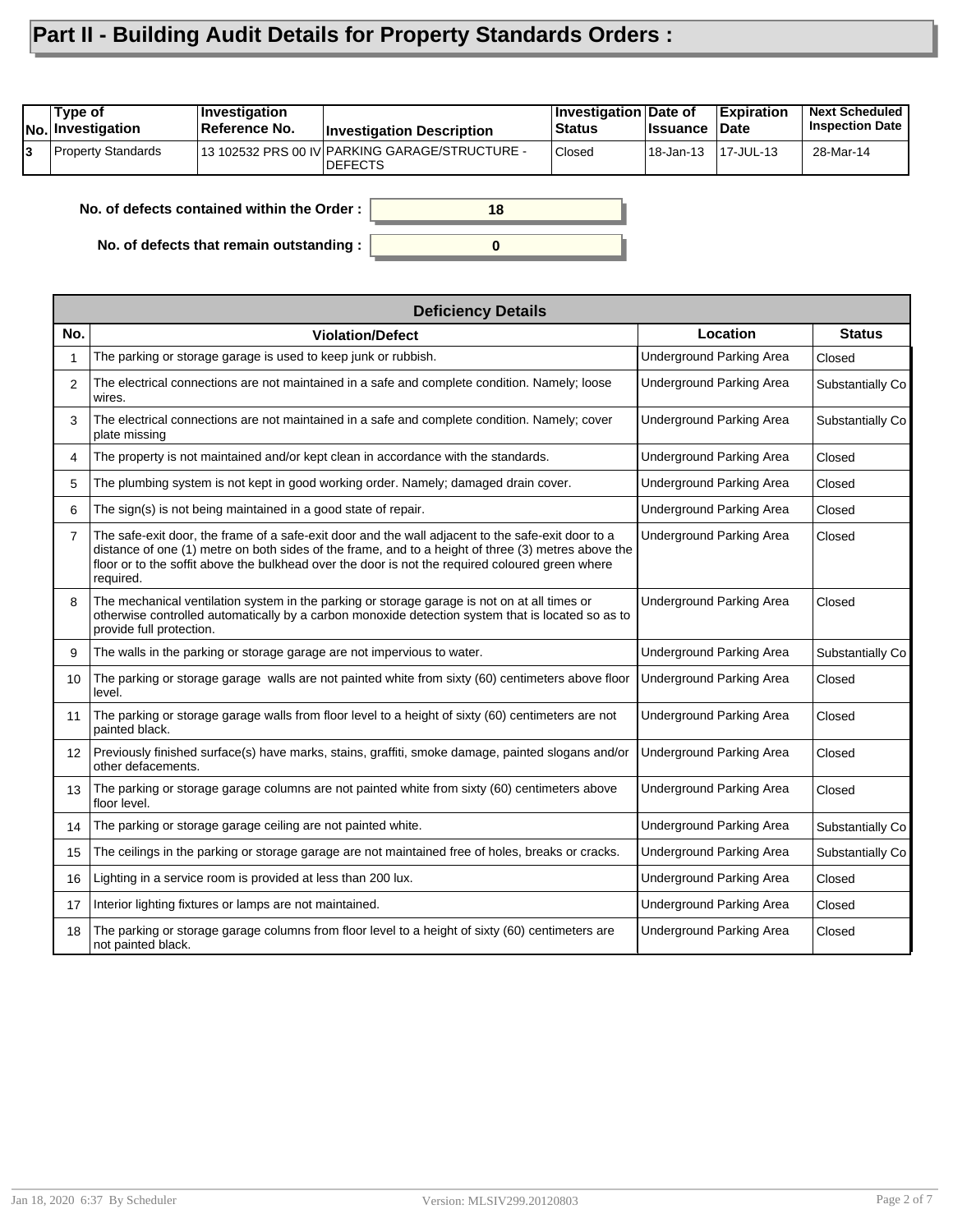# Part II - Building Audit Details for Property Standards Orders :

| No. | Type of Investigation | Investigation Reference No. | Investigation Description | Investigation Status | Date of Issuance | Expiration Date | Next Scheduled Inspection Date |
|---|---|---|---|---|---|---|---|
| 3 | Property Standards | 13 102532 PRS 00 IV | PARKING GARAGE/STRUCTURE - DEFECTS | Closed | 18-Jan-13 | 17-JUL-13 | 28-Mar-14 |

**No. of defects contained within the Order :** 18

**No. of defects that remain outstanding :** 0

| Deficiency Details | | | |
|---|---|---|---|
| **No.** | **Violation/Defect** | **Location** | **Status** |
| 1 | The parking or storage garage is used to keep junk or rubbish. | Underground Parking Area | Closed |
| 2 | The electrical connections are not maintained in a safe and complete condition. Namely; loose wires. | Underground Parking Area | Substantially Co |
| 3 | The electrical connections are not maintained in a safe and complete condition. Namely; cover plate missing | Underground Parking Area | Substantially Co |
| 4 | The property is not maintained and/or kept clean in accordance with the standards. | Underground Parking Area | Closed |
| 5 | The plumbing system is not kept in good working order. Namely; damaged drain cover. | Underground Parking Area | Closed |
| 6 | The sign(s) is not being maintained in a good state of repair. | Underground Parking Area | Closed |
| 7 | The safe-exit door, the frame of a safe-exit door and the wall adjacent to the safe-exit door to a distance of one (1) metre on both sides of the frame, and to a height of three (3) metres above the floor or to the soffit above the bulkhead over the door is not the required coloured green where required. | Underground Parking Area | Closed |
| 8 | The mechanical ventilation system in the parking or storage garage is not on at all times or otherwise controlled automatically by a carbon monoxide detection system that is located so as to provide full protection. | Underground Parking Area | Closed |
| 9 | The walls in the parking or storage garage are not impervious to water. | Underground Parking Area | Substantially Co |
| 10 | The parking or storage garage walls are not painted white from sixty (60) centimeters above floor level. | Underground Parking Area | Closed |
| 11 | The parking or storage garage walls from floor level to a height of sixty (60) centimeters are not painted black. | Underground Parking Area | Closed |
| 12 | Previously finished surface(s) have marks, stains, graffiti, smoke damage, painted slogans and/or other defacements. | Underground Parking Area | Closed |
| 13 | The parking or storage garage columns are not painted white from sixty (60) centimeters above floor level. | Underground Parking Area | Closed |
| 14 | The parking or storage garage ceiling are not painted white. | Underground Parking Area | Substantially Co |
| 15 | The ceilings in the parking or storage garage are not maintained free of holes, breaks or cracks. | Underground Parking Area | Substantially Co |
| 16 | Lighting in a service room is provided at less than 200 lux. | Underground Parking Area | Closed |
| 17 | Interior lighting fixtures or lamps are not maintained. | Underground Parking Area | Closed |
| 18 | The parking or storage garage columns from floor level to a height of sixty (60) centimeters are not painted black. | Underground Parking Area | Closed |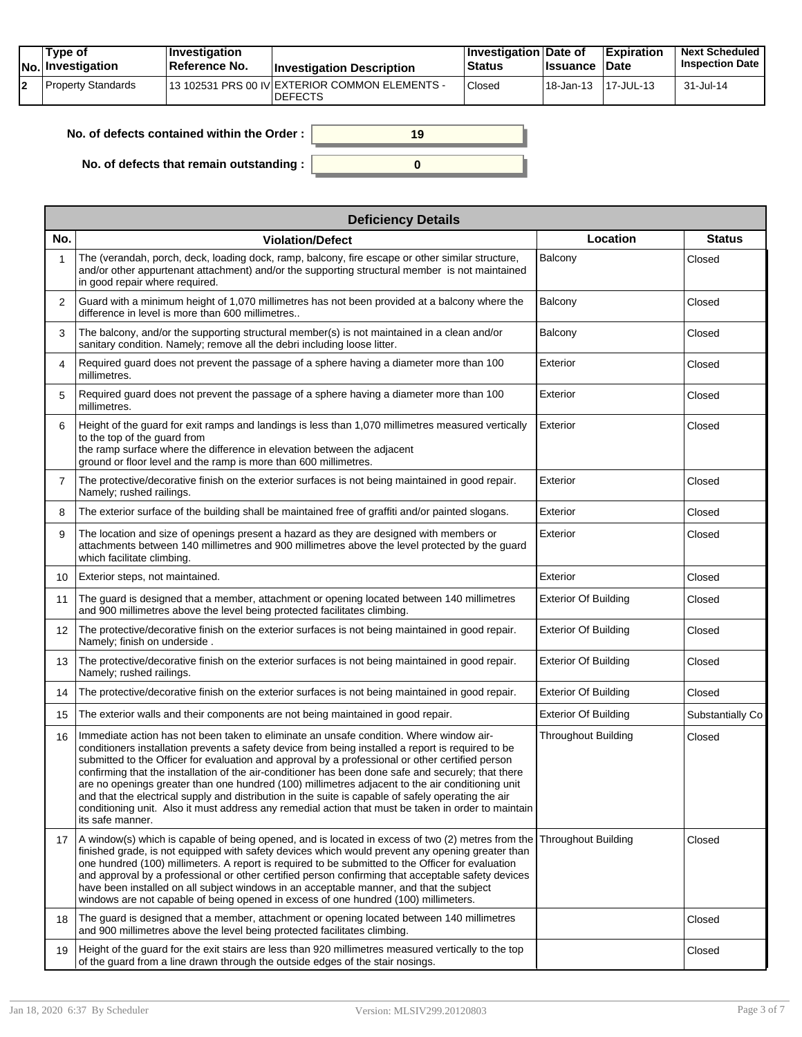| No. | Type of Investigation | Investigation Reference No. | Investigation Description | Investigation Status | Date of Issuance | Expiration Date | Next Scheduled Inspection Date |
|---|---|---|---|---|---|---|---|
| 2 | Property Standards | 13 102531 PRS 00 IV | EXTERIOR COMMON ELEMENTS - DEFECTS | Closed | 18-Jan-13 | 17-JUL-13 | 31-Jul-14 |

**No. of defects contained within the Order :** 19

**No. of defects that remain outstanding :** 0

| Deficiency Details | | | |
|---|---|---|---|
| **No.** | **Violation/Defect** | **Location** | **Status** |
| 1 | The (verandah, porch, deck, loading dock, ramp, balcony, fire escape or other similar structure, and/or other appurtenant attachment) and/or the supporting structural member is not maintained in good repair where required. | Balcony | Closed |
| 2 | Guard with a minimum height of 1,070 millimetres has not been provided at a balcony where the difference in level is more than 600 millimetres.. | Balcony | Closed |
| 3 | The balcony, and/or the supporting structural member(s) is not maintained in a clean and/or sanitary condition. Namely; remove all the debri including loose litter. | Balcony | Closed |
| 4 | Required guard does not prevent the passage of a sphere having a diameter more than 100 millimetres. | Exterior | Closed |
| 5 | Required guard does not prevent the passage of a sphere having a diameter more than 100 millimetres. | Exterior | Closed |
| 6 | Height of the guard for exit ramps and landings is less than 1,070 millimetres measured vertically to the top of the guard from the ramp surface where the difference in elevation between the adjacent ground or floor level and the ramp is more than 600 millimetres. | Exterior | Closed |
| 7 | The protective/decorative finish on the exterior surfaces is not being maintained in good repair. Namely; rushed railings. | Exterior | Closed |
| 8 | The exterior surface of the building shall be maintained free of graffiti and/or painted slogans. | Exterior | Closed |
| 9 | The location and size of openings present a hazard as they are designed with members or attachments between 140 millimetres and 900 millimetres above the level protected by the guard which facilitate climbing. | Exterior | Closed |
| 10 | Exterior steps, not maintained. | Exterior | Closed |
| 11 | The guard is designed that a member, attachment or opening located between 140 millimetres and 900 millimetres above the level being protected facilitates climbing. | Exterior Of Building | Closed |
| 12 | The protective/decorative finish on the exterior surfaces is not being maintained in good repair. Namely; finish on underside . | Exterior Of Building | Closed |
| 13 | The protective/decorative finish on the exterior surfaces is not being maintained in good repair. Namely; rushed railings. | Exterior Of Building | Closed |
| 14 | The protective/decorative finish on the exterior surfaces is not being maintained in good repair. | Exterior Of Building | Closed |
| 15 | The exterior walls and their components are not being maintained in good repair. | Exterior Of Building | Substantially Co |
| 16 | Immediate action has not been taken to eliminate an unsafe condition. Where window air-conditioners installation prevents a safety device from being installed a report is required to be submitted to the Officer for evaluation and approval by a professional or other certified person confirming that the installation of the air-conditioner has been done safe and securely; that there are no openings greater than one hundred (100) millimetres adjacent to the air conditioning unit and that the electrical supply and distribution in the suite is capable of safely operating the air conditioning unit. Also it must address any remedial action that must be taken in order to maintain its safe manner. | Throughout Building | Closed |
| 17 | A window(s) which is capable of being opened, and is located in excess of two (2) metres from the finished grade, is not equipped with safety devices which would prevent any opening greater than one hundred (100) millimeters. A report is required to be submitted to the Officer for evaluation and approval by a professional or other certified person confirming that acceptable safety devices have been installed on all subject windows in an acceptable manner, and that the subject windows are not capable of being opened in excess of one hundred (100) millimeters. | Throughout Building | Closed |
| 18 | The guard is designed that a member, attachment or opening located between 140 millimetres and 900 millimetres above the level being protected facilitates climbing. | | Closed |
| 19 | Height of the guard for the exit stairs are less than 920 millimetres measured vertically to the top of the guard from a line drawn through the outside edges of the stair nosings. | | Closed |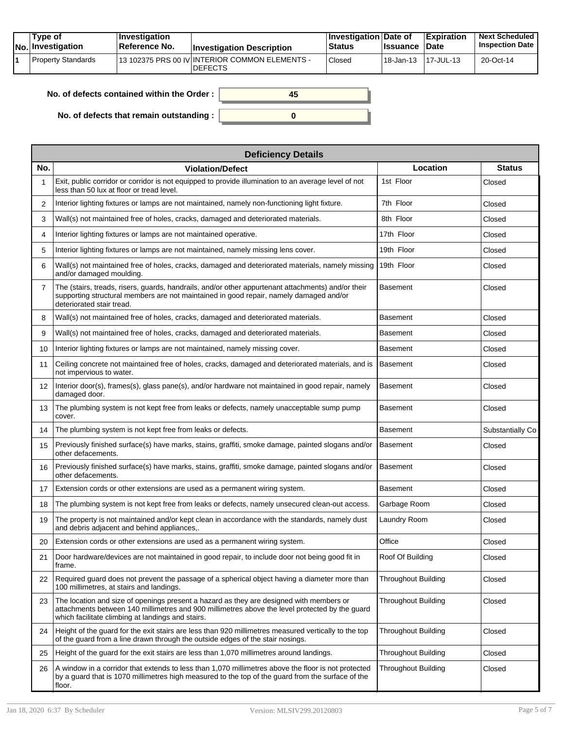| No. | Type of Investigation | Investigation Reference No. | Investigation Description | Investigation Status | Date of Issuance | Expiration Date | Next Scheduled Inspection Date |
|---|---|---|---|---|---|---|---|
| 1 | Property Standards | 13 102375 PRS 00 IV | INTERIOR COMMON ELEMENTS - DEFECTS | Closed | 18-Jan-13 | 17-JUL-13 | 20-Oct-14 |

**No. of defects contained within the Order :** 45

**No. of defects that remain outstanding :** 0

| Deficiency Details | | | |
|---|---|---|---|
| **No.** | **Violation/Defect** | **Location** | **Status** |
| 1 | Exit, public corridor or corridor is not equipped to provide illumination to an average level of not less than 50 lux at floor or tread level. | 1st Floor | Closed |
| 2 | Interior lighting fixtures or lamps are not maintained, namely non-functioning light fixture. | 7th Floor | Closed |
| 3 | Wall(s) not maintained free of holes, cracks, damaged and deteriorated materials. | 8th Floor | Closed |
| 4 | Interior lighting fixtures or lamps are not maintained operative. | 17th Floor | Closed |
| 5 | Interior lighting fixtures or lamps are not maintained, namely missing lens cover. | 19th Floor | Closed |
| 6 | Wall(s) not maintained free of holes, cracks, damaged and deteriorated materials, namely missing and/or damaged moulding. | 19th Floor | Closed |
| 7 | The (stairs, treads, risers, guards, handrails, and/or other appurtenant attachments) and/or their supporting structural members are not maintained in good repair, namely damaged and/or deteriorated stair tread. | Basement | Closed |
| 8 | Wall(s) not maintained free of holes, cracks, damaged and deteriorated materials. | Basement | Closed |
| 9 | Wall(s) not maintained free of holes, cracks, damaged and deteriorated materials. | Basement | Closed |
| 10 | Interior lighting fixtures or lamps are not maintained, namely missing cover. | Basement | Closed |
| 11 | Ceiling concrete not maintained free of holes, cracks, damaged and deteriorated materials, and is not impervious to water. | Basement | Closed |
| 12 | Interior door(s), frames(s), glass pane(s), and/or hardware not maintained in good repair, namely damaged door. | Basement | Closed |
| 13 | The plumbing system is not kept free from leaks or defects, namely unacceptable sump pump cover. | Basement | Closed |
| 14 | The plumbing system is not kept free from leaks or defects. | Basement | Substantially Co |
| 15 | Previously finished surface(s) have marks, stains, graffiti, smoke damage, painted slogans and/or other defacements. | Basement | Closed |
| 16 | Previously finished surface(s) have marks, stains, graffiti, smoke damage, painted slogans and/or other defacements. | Basement | Closed |
| 17 | Extension cords or other extensions are used as a permanent wiring system. | Basement | Closed |
| 18 | The plumbing system is not kept free from leaks or defects, namely unsecured clean-out access. | Garbage Room | Closed |
| 19 | The property is not maintained and/or kept clean in accordance with the standards, namely dust and debris adjacent and behind appliances,. | Laundry Room | Closed |
| 20 | Extension cords or other extensions are used as a permanent wiring system. | Office | Closed |
| 21 | Door hardware/devices are not maintained in good repair, to include door not being good fit in frame. | Roof Of Building | Closed |
| 22 | Required guard does not prevent the passage of a spherical object having a diameter more than 100 millimetres, at stairs and landings. | Throughout Building | Closed |
| 23 | The location and size of openings present a hazard as they are designed with members or attachments between 140 millimetres and 900 millimetres above the level protected by the guard which facilitate climbing at landings and stairs. | Throughout Building | Closed |
| 24 | Height of the guard for the exit stairs are less than 920 millimetres measured vertically to the top of the guard from a line drawn through the outside edges of the stair nosings. | Throughout Building | Closed |
| 25 | Height of the guard for the exit stairs are less than 1,070 millimetres around landings. | Throughout Building | Closed |
| 26 | A window in a corridor that extends to less than 1,070 millimetres above the floor is not protected by a guard that is 1070 millimetres high measured to the top of the guard from the surface of the floor. | Throughout Building | Closed |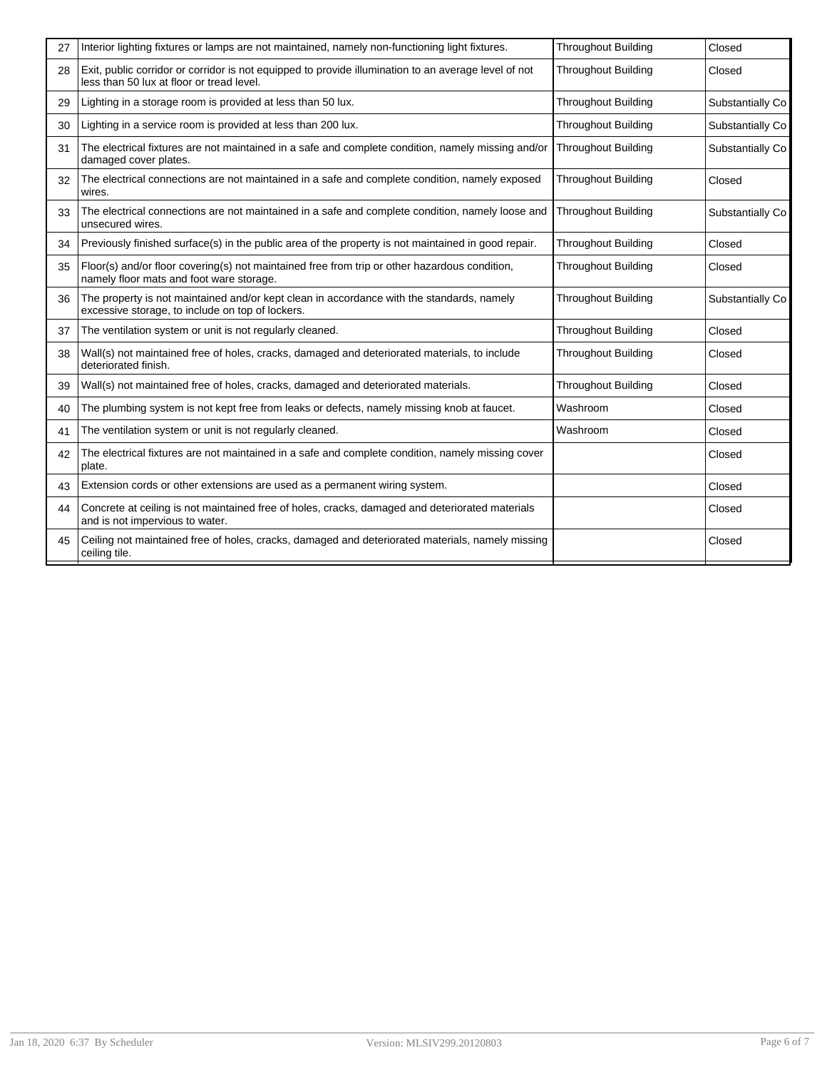| | | | |
|---|---|---|---|
| 27 | Interior lighting fixtures or lamps are not maintained, namely non-functioning light fixtures. | Throughout Building | Closed |
| 28 | Exit, public corridor or corridor is not equipped to provide illumination to an average level of not less than 50 lux at floor or tread level. | Throughout Building | Closed |
| 29 | Lighting in a storage room is provided at less than 50 lux. | Throughout Building | Substantially Co |
| 30 | Lighting in a service room is provided at less than 200 lux. | Throughout Building | Substantially Co |
| 31 | The electrical fixtures are not maintained in a safe and complete condition, namely missing and/or damaged cover plates. | Throughout Building | Substantially Co |
| 32 | The electrical connections are not maintained in a safe and complete condition, namely exposed wires. | Throughout Building | Closed |
| 33 | The electrical connections are not maintained in a safe and complete condition, namely loose and unsecured wires. | Throughout Building | Substantially Co |
| 34 | Previously finished surface(s) in the public area of the property is not maintained in good repair. | Throughout Building | Closed |
| 35 | Floor(s) and/or floor covering(s) not maintained free from trip or other hazardous condition, namely floor mats and foot ware storage. | Throughout Building | Closed |
| 36 | The property is not maintained and/or kept clean in accordance with the standards, namely excessive storage, to include on top of lockers. | Throughout Building | Substantially Co |
| 37 | The ventilation system or unit is not regularly cleaned. | Throughout Building | Closed |
| 38 | Wall(s) not maintained free of holes, cracks, damaged and deteriorated materials, to include deteriorated finish. | Throughout Building | Closed |
| 39 | Wall(s) not maintained free of holes, cracks, damaged and deteriorated materials. | Throughout Building | Closed |
| 40 | The plumbing system is not kept free from leaks or defects, namely missing knob at faucet. | Washroom | Closed |
| 41 | The ventilation system or unit is not regularly cleaned. | Washroom | Closed |
| 42 | The electrical fixtures are not maintained in a safe and complete condition, namely missing cover plate. | | Closed |
| 43 | Extension cords or other extensions are used as a permanent wiring system. | | Closed |
| 44 | Concrete at ceiling is not maintained free of holes, cracks, damaged and deteriorated materials and is not impervious to water. | | Closed |
| 45 | Ceiling not maintained free of holes, cracks, damaged and deteriorated materials, namely missing ceiling tile. | | Closed |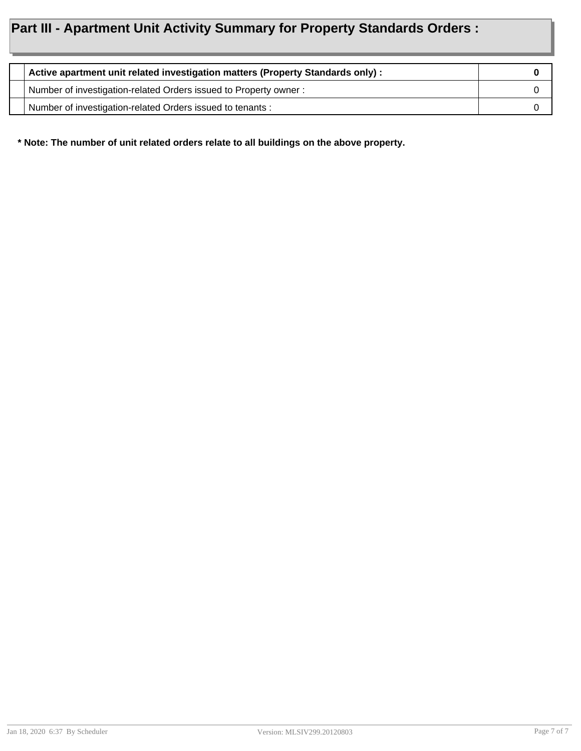## Part III - Apartment Unit Activity Summary for Property Standards Orders :

| | | |
|---|---|---|
| | **Active apartment unit related investigation matters (Property Standards only) :** | **0** |
| | Number of investigation-related Orders issued to Property owner : | 0 |
| | Number of investigation-related Orders issued to tenants : | 0 |

**\* Note: The number of unit related orders relate to all buildings on the above property.**

Jan 18, 2020 6:37 By Scheduler

Version: MLSIV299.20120803